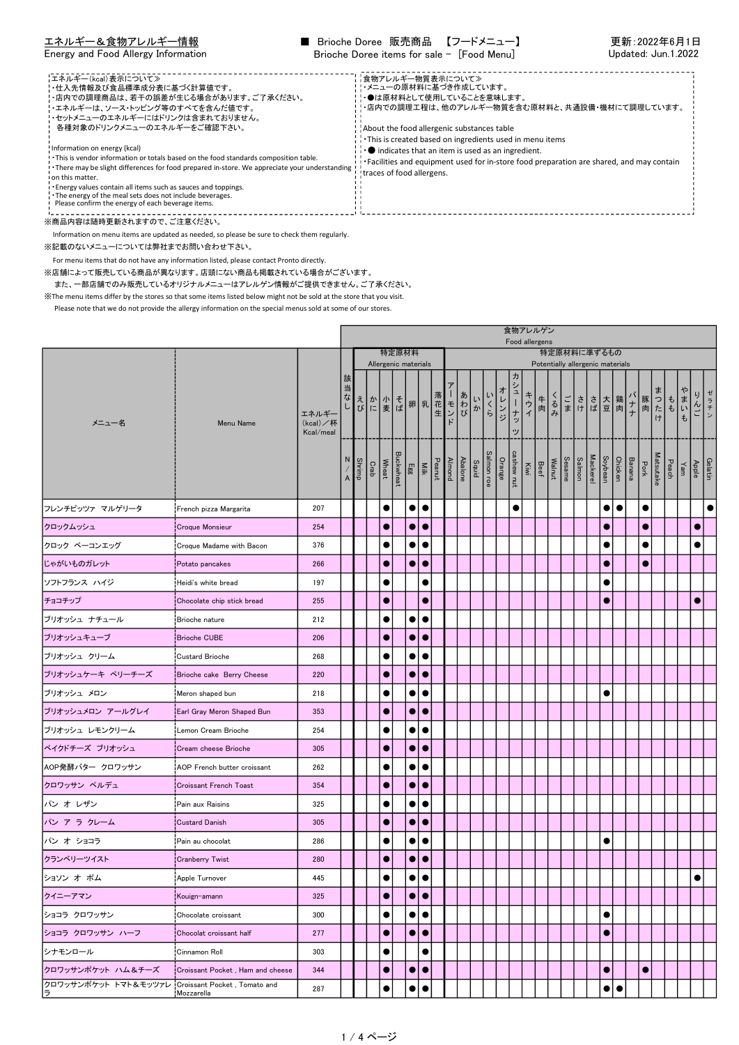# エネルギー＆食物アレルギー情報
Energy and Food Allergy Information

■ Brioche Doree 販売商品 【フードメニュー】
Brioche Doree items for sale － [Food Menu]

更新：2022年6月1日
Updated: Jun.1.2022

≪エネルギー(kcal)表示について≫
- 仕入先情報及び食品標準成分表に基づく計算値です。
- 店内での調理商品は、若干の誤差が生じる場合があります。ご了承ください。
- エネルギーは、ソース・トッピング等のすべてを含んだ値です。
- セットメニューのエネルギーにはドリンクは含まれておりません。
  各種対象のドリンクメニューのエネルギーをご確認下さい。

Information on energy (kcal)
- This is vendor information or totals based on the food standards composition table.
- There may be slight differences for food prepared in-store. We appreciate your understanding on this matter.
- Energy values contain all items such as sauces and toppings.
- The energy of the meal sets does not include beverages.
  Please confirm the energy of each beverage items.

≪食物アレルギー物質表示について≫
- メニューの原材料に基づき作成しています。
- ●は原材料として使用していることを意味します。
- 店内での調理工程は、他のアレルギー物質を含む原材料と、共通設備・機材にて調理しています。

About the food allergenic substances table
- This is created based on ingredients used in menu items
- ● indicates that an item is used as an ingredient.
- Facilities and equipment used for in-store food preparation are shared, and may contain traces of food allergens.

※商品内容は随時更新されますので、ご注意ください。
Information on menu items are updated as needed, so please be sure to check them regularly.

※記載のないメニューについては弊社までお問い合わせ下さい。
For menu items that do not have any information listed, please contact Pronto directly.

※店舗によって販売している商品が異なります。店頭に無い商品も掲載されている場合がございます。
また、一部店舗でのみ販売しているオリジナルメニューはアレルゲン情報がご提供できません。ご了承ください。

※The menu items differ by the stores so that some items listed below might not be sold at the store that you visit.
Please note that we do not provide the allergy information on the special menus sold at some of our stores.

| メニュー名 | Menu Name | エネルギー (kcal)／杯 Kcal/meal | 該当なし N/A | えび Shrimp | かに Crab | 小麦 Wheat | そば Buckwheat | 卵 Egg | 乳 Milk | 落花生 Peanut | アーモンド Almond | あわび Abalone | いか Squid | いくら Salmon roe | オレンジ Orange | カシューナッツ cashew nut | キウイ Kiwi | 牛肉 Beef | くるみ Walnut | ごま Sesame | さけ Salmon | さば Mackerel | 大豆 Soybean | 鶏肉 Chicken | バナナ Banana | 豚肉 Pork | まつたけ Matsutake | もも Peach | やまいも Yam | りんご Apple | ゼラチン Gelatin |
|---|---|---|---|---|---|---|---|---|---|---|---|---|---|---|---|---|---|---|---|---|---|---|---|---|---|---|---|---|---|---|---|
| | | | | 特定原材料 Allergenic materials | | | | | | | 特定原材料に準ずるもの Potentially allergenic materials | | | | | | | | | | | | | | | | | | | | |
| フレンチピッツァ マルゲリータ | French pizza Margarita | 207 | | | | ● | | ● | ● | | | | | | | ● | | | | | | | ● | ● | | ● | | | | | ● |
| クロックムッシュ | Croque Monsieur | 254 | | | | ● | | ● | ● | | | | | | | | | | | | | | ● | | | ● | | | | ● | |
| クロック ベーコンエッグ | Croque Madame with Bacon | 376 | | | | ● | | ● | ● | | | | | | | | | | | | | | ● | | | ● | | | | ● | |
| じゃがいものガレット | Potato pancakes | 266 | | | | ● | | ● | ● | | | | | | | | | | | | | | ● | | | ● | | | | | |
| ソフトフランス ハイジ | Heidi's white bread | 197 | | | | ● | | | ● | | | | | | | | | | | | | | ● | | | | | | | | |
| チョコチップ | Chocolate chip stick bread | 255 | | | | ● | | | ● | | | | | | | | | | | | | | ● | | | | | | | ● | |
| ブリオッシュ ナチュール | Brioche nature | 212 | | | | ● | | ● | ● | | | | | | | | | | | | | | | | | | | | | | |
| ブリオッシュキューブ | Brioche CUBE | 206 | | | | ● | | ● | ● | | | | | | | | | | | | | | | | | | | | | | |
| ブリオッシュ クリーム | Custard Brioche | 268 | | | | ● | | ● | ● | | | | | | | | | | | | | | | | | | | | | | |
| ブリオッシュケーキ ベリーチーズ | Brioche cake Berry Cheese | 220 | | | | ● | | ● | ● | | | | | | | | | | | | | | | | | | | | | | |
| ブリオッシュ メロン | Meron shaped bun | 218 | | | | ● | | ● | ● | | | | | | | | | | | | | | ● | | | | | | | | |
| ブリオッシュメロン アールグレイ | Earl Gray Meron Shaped Bun | 353 | | | | ● | | ● | ● | | | | | | | | | | | | | | | | | | | | | | |
| ブリオッシュ レモンクリーム | Lemon Cream Brioche | 254 | | | | ● | | ● | ● | | | | | | | | | | | | | | | | | | | | | | |
| ベイクドチーズ ブリオッシュ | Cream cheese Brioche | 305 | | | | ● | | ● | ● | | | | | | | | | | | | | | | | | | | | | | |
| AOP発酵バター クロワッサン | AOP French butter croissant | 262 | | | | ● | | ● | ● | | | | | | | | | | | | | | | | | | | | | | |
| クロワッサン ペルデュ | Croissant French Toast | 354 | | | | ● | | ● | ● | | | | | | | | | | | | | | | | | | | | | | |
| パン オ レザン | Pain aux Raisins | 325 | | | | ● | | ● | ● | | | | | | | | | | | | | | | | | | | | | | |
| パン ア ラ クレーム | Custard Danish | 305 | | | | ● | | ● | ● | | | | | | | | | | | | | | | | | | | | | | |
| パン オ ショコラ | Pain au chocolat | 286 | | | | ● | | ● | ● | | | | | | | | | | | | | | ● | | | | | | | | |
| クランベリーツイスト | Cranberry Twist | 280 | | | | ● | | ● | ● | | | | | | | | | | | | | | | | | | | | | | |
| ショソン オ ポム | Apple Turnover | 445 | | | | ● | | ● | ● | | | | | | | | | | | | | | | | | | | | | ● | |
| クイニーアマン | Kouign-amann | 325 | | | | ● | | ● | ● | | | | | | | | | | | | | | | | | | | | | | |
| ショコラ クロワッサン | Chocolate croissant | 300 | | | | ● | | ● | ● | | | | | | | | | | | | | | ● | | | | | | | | |
| ショコラ クロワッサン ハーフ | Chocolat croissant half | 277 | | | | ● | | ● | ● | | | | | | | | | | | | | | ● | | | | | | | | |
| シナモンロール | Cinnamon Roll | 303 | | | | ● | | | ● | | | | | | | | | | | | | | | | | | | | | | |
| クロワッサンポケット ハム＆チーズ | Croissant Pocket , Ham and cheese | 344 | | | | ● | | ● | ● | | | | | | | | | | | | | | ● | | | ● | | | | | |
| クロワッサンポケット トマト＆モッツァレラ | Croissant Pocket , Tomato and Mozzarella | 287 | | | | ● | | ● | ● | | | | | | | | | | | | | | ● | ● | | | | | | | |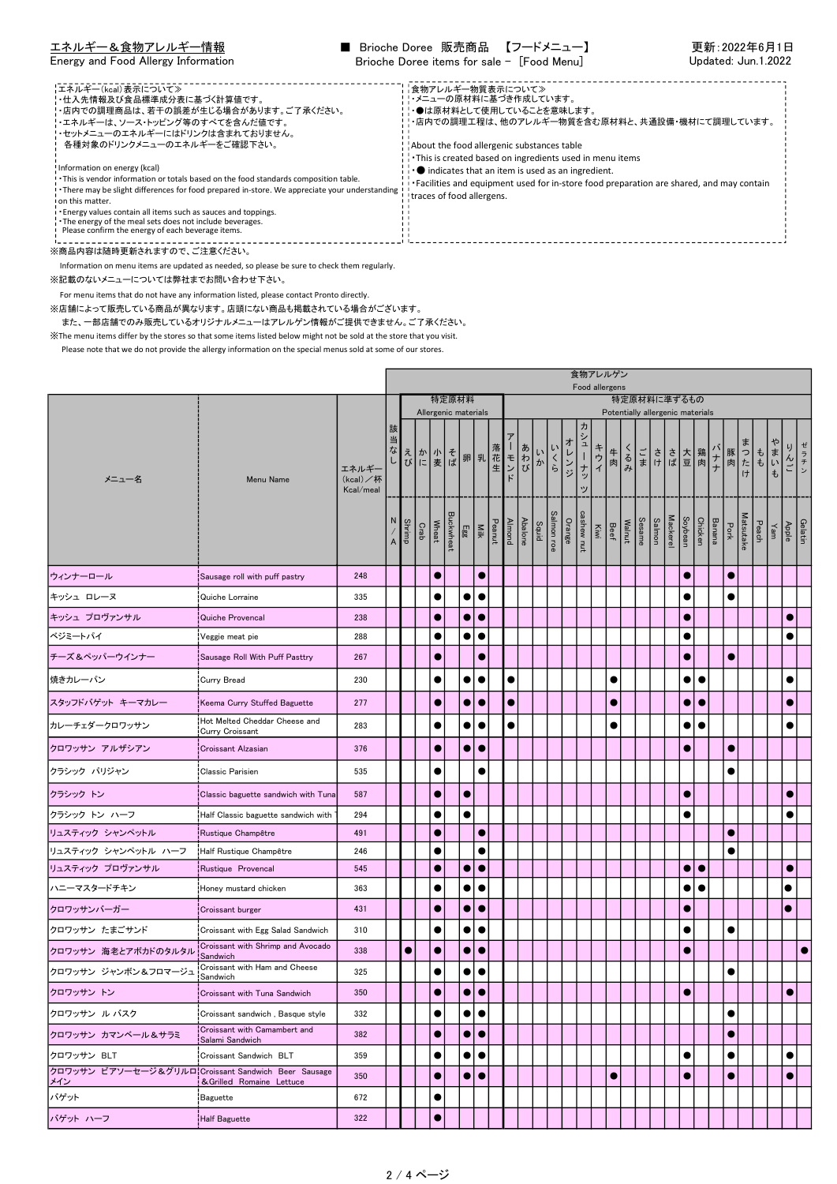エネルギー＆食物アレルギー情報
Energy and Food Allergy Information

■ Brioche Doree 販売商品 【フードメニュー】
Brioche Doree items for sale － [Food Menu]

更新：2022年6月1日
Updated: Jun.1.2022

≪エネルギー（kcal）表示について≫
・仕入先情報及び食品標準成分表に基づく計算値です。
・店内での調理商品は、若干の誤差が生じる場合があります。ご了承ください。
・エネルギーは、ソース・トッピング等のすべてを含んだ値です。
・セットメニューのエネルギーにはドリンクは含まれておりません。
　各種対象のドリンクメニューのエネルギーをご確認下さい。

Information on energy (kcal)
・This is vendor information or totals based on the food standards composition table.
・There may be slight differences for food prepared in-store. We appreciate your understanding on this matter.
・Energy values contain all items such as sauces and toppings.
・The energy of the meal sets does not include beverages.
　Please confirm the energy of each beverage items.

≪食物アレルギー物質表示について≫
・メニューの原材料に基づき作成しています。
・●は原材料として使用していることを意味します。
・店内での調理工程は、他のアレルギー物質を含む原材料と、共通設備・機材にて調理しています。

About the food allergenic substances table
・This is created based on ingredients used in menu items
・● indicates that an item is used as an ingredient.
・Facilities and equipment used for in-store food preparation are shared, and may contain traces of food allergens.

※商品内容は随時更新されますので、ご注意ください。
　Information on menu items are updated as needed, so please be sure to check them regularly.
※記載のないメニューについては弊社までお問い合わせ下さい。
　For menu items that do not have any information listed, please contact Pronto directly.
※店舗によって販売している商品が異なります。店頭にない商品も掲載されている場合がございます。
　また、一部店舗でのみ販売しているオリジナルメニューはアレルゲン情報がご提供できません。ご了承ください。
※The menu items differ by the stores so that some items listed below might not be sold at the store that you visit.
　Please note that we do not provide the allergy information on the special menus sold at some of our stores.

| メニュー名 | Menu Name | エネルギー（kcal）／杯 Kcal/meal | 食物アレルゲン Food allergens | 特定原材料 Allergenic materials | | | | | | | 特定原材料に準ずるもの Potentially allergenic materials | | | | | | | | | | | | | | | | | | | | |
|---|---|---|---|---|---|---|---|---|---|---|---|---|---|---|---|---|---|---|---|---|---|---|---|---|---|---|---|---|---|---|---|
| | | | 該当なし N/A | えび Shrimp | かに Crab | 小麦 Wheat | そば Buckwheat | 卵 Egg | 乳 Milk | 落花生 Peanut | アーモンド Almond | あわび Abalone | いか Squid | いくら Salmon roe | オレンジ Orange | カシューナッツ cashew nut | キウイ Kiwi | 牛肉 Beef | くるみ Walnut | ごま Sesame | さけ Salmon | さば Mackerel | 大豆 Soybean | 鶏肉 Chicken | バナナ Banana | 豚肉 Pork | まつたけ Matsutake | もも Peach | やまいも Yam | りんご Apple | ゼラチン Gelatin |
| ウィンナーロール | Sausage roll with puff pastry | 248 | | | | ● | | | ● | | | | | | | | | | | | | | ● | | | ● | | | | | |
| キッシュ ロレーヌ | Quiche Lorraine | 335 | | | | ● | | ● | ● | | | | | | | | | | | | | | ● | | | ● | | | | | |
| キッシュ プロヴァンサル | Quiche Provencal | 238 | | | | ● | | ● | ● | | | | | | | | | | | | | | ● | | | | | | | ● | |
| ベジミートパイ | Veggie meat pie | 288 | | | | ● | | ● | ● | | | | | | | | | | | | | | ● | | | | | | | ● | |
| チーズ＆ペッパーウインナー | Sausage Roll With Puff Pasttry | 267 | | | | ● | | | ● | | | | | | | | | | | | | | ● | | | ● | | | | | |
| 焼きカレーパン | Curry Bread | 230 | | | | ● | | ● | ● | | ● | | | | | | | ● | | | | | ● | ● | | | | | | ● | |
| スタッフドバゲット キーマカレー | Keema Curry Stuffed Baguette | 277 | | | | ● | | ● | ● | | ● | | | | | | | ● | | | | | ● | ● | | | | | | ● | |
| カレーチェダークロワッサン | Hot Melted Cheddar Cheese and Curry Croissant | 283 | | | | ● | | ● | ● | | ● | | | | | | | ● | | | | | ● | ● | | | | | | ● | |
| クロワッサン アルザシアン | Croissant Alzasian | 376 | | | | ● | | ● | ● | | | | | | | | | | | | | | ● | | | ● | | | | | |
| クラシック パリジャン | Classic Parisien | 535 | | | | ● | | | ● | | | | | | | | | | | | | | | | | ● | | | | | |
| クラシック トン | Classic baguette sandwich with Tuna | 587 | | | | ● | | ● | | | | | | | | | | | | | | | ● | | | | | | | ● | |
| クラシック トン ハーフ | Half Classic baguette sandwich with T | 294 | | | | ● | | ● | | | | | | | | | | | | | | | ● | | | | | | | ● | |
| リュスティック シャンペットル | Rustique Champêtre | 491 | | | | ● | | | ● | | | | | | | | | | | | | | | | | ● | | | | | |
| リュスティック シャンペットル ハーフ | Half Rustique Champêtre | 246 | | | | ● | | | ● | | | | | | | | | | | | | | | | | ● | | | | | |
| リュスティック プロヴァンサル | Rustique Provencal | 545 | | | | ● | | ● | ● | | | | | | | | | | | | | | ● | ● | | | | | | ● | |
| ハニーマスタードチキン | Honey mustard chicken | 363 | | | | ● | | ● | ● | | | | | | | | | | | | | | ● | ● | | | | | | ● | |
| クロワッサンバーガー | Croissant burger | 431 | | | | ● | | ● | ● | | | | | | | | | | | | | | ● | | | | | | | ● | |
| クロワッサン たまごサンド | Croissant with Egg Salad Sandwich | 310 | | | | ● | | ● | ● | | | | | | | | | | | | | | ● | | | ● | | | | | |
| クロワッサン 海老とアボカドのタルタル | Croissant with Shrimp and Avocado Sandwich | 338 | | ● | | ● | | ● | ● | | | | | | | | | | | | | | ● | | | | | | | | ● |
| クロワッサン ジャンボン＆フロマージュ | Croissant with Ham and Cheese Sandwich | 325 | | | | ● | | ● | ● | | | | | | | | | | | | | | | | | ● | | | | | |
| クロワッサン トン | Croissant with Tuna Sandwich | 350 | | | | ● | | ● | ● | | | | | | | | | | | | | | ● | | | | | | | ● | |
| クロワッサン ル バスク | Croissant sandwich , Basque style | 332 | | | | ● | | ● | ● | | | | | | | | | | | | | | | | | ● | | | | | |
| クロワッサン カマンベール＆サラミ | Croissant with Camambert and Salami Sandwich | 382 | | | | ● | | ● | ● | | | | | | | | | | | | | | | | | ● | | | | | |
| クロワッサン BLT | Croissant Sandwich BLT | 359 | | | | ● | | ● | ● | | | | | | | | | | | | | | ● | | | ● | | | | ● | |
| クロワッサン ビアソーセージ＆グリルロメイン | Croissant Sandwich Beer Sausage &Grilled Romaine Lettuce | 350 | | | | ● | | ● | ● | | | | | | | | | ● | | | | | ● | | | ● | | | | ● | |
| バゲット | Baguette | 672 | | | | ● | | | | | | | | | | | | | | | | | | | | | | | | | |
| バゲット ハーフ | Half Baguette | 322 | | | | ● | | | | | | | | | | | | | | | | | | | | | | | | | |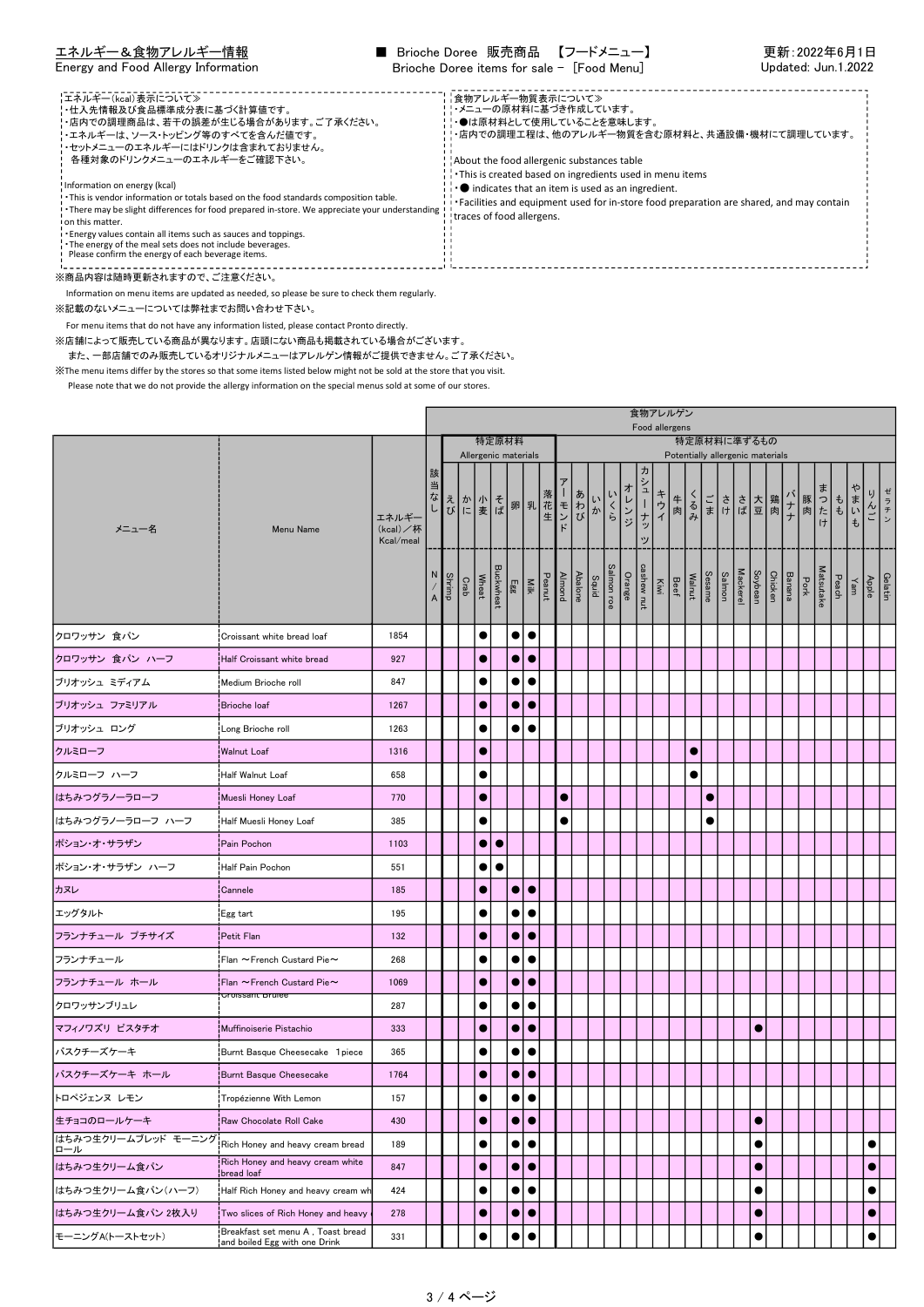# エネルギー＆食物アレルギー情報
Energy and Food Allergy Information

## ■ Brioche Doree 販売商品 【フードメニュー】
Brioche Doree items for sale － [Food Menu]

更新：2022年6月1日
Updated: Jun.1.2022

エネルギー(kcal)表示について≫
・仕入先情報及び食品標準成分表に基づく計算値です。
・店内での調理商品は、若干の誤差が生じる場合があります。ご了承ください。
・エネルギーは、ソース・トッピング等のすべてを含んだ値です。
・セットメニューのエネルギーにはドリンクは含まれておりません。
　各種対象のドリンクメニューのエネルギーをご確認下さい。

Information on energy (kcal)
・This is vendor information or totals based on the food standards composition table.
・There may be slight differences for food prepared in-store. We appreciate your understanding on this matter.
・Energy values contain all items such as sauces and toppings.
・The energy of the meal sets does not include beverages.
　Please confirm the energy of each beverage items.

食物アレルギー物質表示について≫
・メニューの原材料に基づき作成しています。
・●は原材料として使用していることを意味します。
・店内での調理工程は、他のアレルギー物質を含む原材料と、共通設備・機材にて調理しています。

About the food allergenic substances table
・This is created based on ingredients used in menu items
・● indicates that an item is used as an ingredient.
・Facilities and equipment used for in-store food preparation are shared, and may contain traces of food allergens.

※商品内容は随時更新されますので、ご注意ください。
　Information on menu items are updated as needed, so please be sure to check them regularly.
※記載のないメニューについては弊社までお問い合わせ下さい。
　For menu items that do not have any information listed, please contact Pronto directly.
※店舗によって販売している商品が異なります。店頭に無い商品も掲載されている場合がございます。
　また、一部店舗でのみ販売しているオリジナルメニューはアレルゲン情報がご提供できません。ご了承ください。
※The menu items differ by the stores so that some items listed below might not be sold at the store that you visit.
　Please note that we do not provide the allergy information on the special menus sold at some of our stores.

| メニュー名 | Menu Name | エネルギー（kcal）／杯 Kcal/meal | 該当なし N/A | えび Shrimp | かに Crab | 小麦 Wheat | そば Buckwheat | 卵 Egg | 乳 Milk | 落花生 Peanut | アーモンド Almond | あわび Abalone | いか Squid | いくら Salmon roe | オレンジ Orange | カシューナッツ cashew nut | キウイ Kiwi | 牛肉 Beef | くるみ Walnut | ごま Sesame | さけ Salmon | さば Mackerel | 大豆 Soybean | 鶏肉 Chicken | バナナ Banana | 豚肉 Pork | まつたけ Matsutake | もも Peach | やまいも Yam | りんご Apple | ゼラチン Gelatin |
|---|---|---|---|---|---|---|---|---|---|---|---|---|---|---|---|---|---|---|---|---|---|---|---|---|---|---|---|---|---|---|---|
| | | | | 特定原材料 Allergenic materials | | | | | | | 特定原材料に準ずるもの Potentially allergenic materials | | | | | | | | | | | | | | | | | | | | |
| クロワッサン 食パン | Croissant white bread loaf | 1854 | | | | ● | | ● | ● | | | | | | | | | | | | | | | | | | | | | | |
| クロワッサン 食パン ハーフ | Half Croissant white bread | 927 | | | | ● | | ● | ● | | | | | | | | | | | | | | | | | | | | | | |
| ブリオッシュ ミディアム | Medium Brioche roll | 847 | | | | ● | | ● | ● | | | | | | | | | | | | | | | | | | | | | | |
| ブリオッシュ ファミリアル | Brioche loaf | 1267 | | | | ● | | ● | ● | | | | | | | | | | | | | | | | | | | | | | |
| ブリオッシュ ロング | Long Brioche roll | 1263 | | | | ● | | ● | ● | | | | | | | | | | | | | | | | | | | | | | |
| クルミローフ | Walnut Loaf | 1316 | | | | ● | | | | | | | | | | | | | ● | | | | | | | | | | | | |
| クルミローフ ハーフ | Half Walnut Loaf | 658 | | | | ● | | | | | | | | | | | | | ● | | | | | | | | | | | | |
| はちみつグラノーラローフ | Muesli Honey Loaf | 770 | | | | ● | | | | | ● | | | | | | | | | ● | | | | | | | | | | | |
| はちみつグラノーラローフ ハーフ | Half Muesli Honey Loaf | 385 | | | | ● | | | | | ● | | | | | | | | | ● | | | | | | | | | | | |
| ポション・オ・サラザン | Pain Pochon | 1103 | | | | ● | ● | | | | | | | | | | | | | | | | | | | | | | | | |
| ポション・オ・サラザン ハーフ | Half Pain Pochon | 551 | | | | ● | ● | | | | | | | | | | | | | | | | | | | | | | | | |
| カヌレ | Cannele | 185 | | | | ● | | ● | ● | | | | | | | | | | | | | | | | | | | | | | |
| エッグタルト | Egg tart | 195 | | | | ● | | ● | ● | | | | | | | | | | | | | | | | | | | | | | |
| フランナチュール プチサイズ | Petit Flan | 132 | | | | ● | | ● | ● | | | | | | | | | | | | | | | | | | | | | | |
| フランナチュール | Flan ～French Custard Pie～ | 268 | | | | ● | | ● | ● | | | | | | | | | | | | | | | | | | | | | | |
| フランナチュール ホール | Flan ～French Custard Pie～ | 1069 | | | | ● | | ● | ● | | | | | | | | | | | | | | | | | | | | | | |
| クロワッサンブリュレ | Croissant Brulee | 287 | | | | ● | | ● | ● | | | | | | | | | | | | | | | | | | | | | | |
| マフィノワズリ ピスタチオ | Muffinoiserie Pistachio | 333 | | | | ● | | ● | ● | | | | | | | | | | | | | | ● | | | | | | | | |
| バスクチーズケーキ | Burnt Basque Cheesecake 1piece | 365 | | | | ● | | ● | ● | | | | | | | | | | | | | | | | | | | | | | |
| バスクチーズケーキ ホール | Burnt Basque Cheesecake | 1764 | | | | ● | | ● | ● | | | | | | | | | | | | | | | | | | | | | | |
| トロペジェンヌ レモン | Tropézienne With Lemon | 157 | | | | ● | | ● | ● | | | | | | | | | | | | | | | | | | | | | | |
| 生チョコのロールケーキ | Raw Chocolate Roll Cake | 430 | | | | ● | | ● | ● | | | | | | | | | | | | | | ● | | | | | | | | |
| はちみつ生クリームブレッド モーニングロール | Rich Honey and heavy cream bread | 189 | | | | ● | | ● | ● | | | | | | | | | | | | | | ● | | | | | | | ● | |
| はちみつ生クリーム食パン | Rich Honey and heavy cream white bread loaf | 847 | | | | ● | | ● | ● | | | | | | | | | | | | | | ● | | | | | | | ● | |
| はちみつ生クリーム食パン（ハーフ） | Half Rich Honey and heavy cream wh | 424 | | | | ● | | ● | ● | | | | | | | | | | | | | | ● | | | | | | | ● | |
| はちみつ生クリーム食パン 2枚入り | Two slices of Rich Honey and heavy | 278 | | | | ● | | ● | ● | | | | | | | | | | | | | | ● | | | | | | | ● | |
| モーニングA(トーストセット) | Breakfast set menu A , Toast bread and boiled Egg with one Drink | 331 | | | | ● | | ● | ● | | | | | | | | | | | | | | ● | | | | | | | ● | |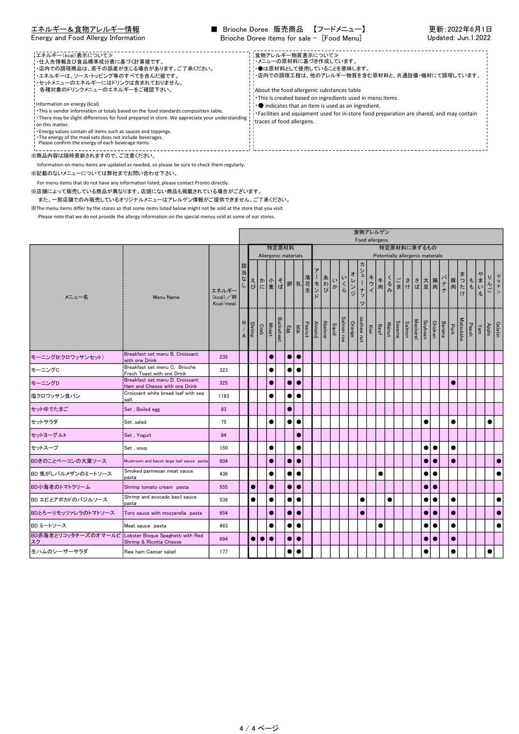エネルギー＆食物アレルギー情報
Energy and Food Allergy Information

■ Brioche Doree 販売商品 【フードメニュー】
Brioche Doree items for sale － [Food Menu]

更新：2022年6月1日
Updated: Jun.1.2022

≪エネルギー（kcal）表示について≫
・仕入先情報及び食品標準成分表に基づく計算値です。
・店内での調理商品は、若干の誤差が生じる場合があります。ご了承ください。
・エネルギーは、ソース・トッピング等のすべてを含んだ値です。
・セットメニューのエネルギーにはドリンクは含まれておりません。
　各種対象のドリンクメニューのエネルギーをご確認下さい。

Information on energy (kcal)
・This is vendor information or totals based on the food standards composition table.
・There may be slight differences for food prepared in-store. We appreciate your understanding on this matter.
・Energy values contain all items such as sauces and toppings.
・The energy of the meal sets does not include beverages.
　Please confirm the energy of each beverage items.

≪食物アレルギー物質表示について≫
・メニューの原材料に基づき作成しています。
・●は原材料として使用していることを意味します。
・店内での調理工程は、他のアレルギー物質を含む原材料と、共通設備・機材にて調理しています。

About the food allergenic substances table
・This is created based on ingredients used in menu items
・● indicates that an item is used as an ingredient.
・Facilities and equipment used for in-store food preparation are shared, and may contain traces of food allergens.

※商品内容は随時更新されますので、ご注意ください。
　Information on menu items are updated as needed, so please be sure to check them regularly.
※記載のないメニューについては弊社までお問い合わせ下さい。
　For menu items that do not have any information listed, please contact Pronto directly.
※店舗によって販売している商品が異なります。店頭にない商品も掲載されている場合がございます。
　また、一部店舗でのみ販売しているオリジナルメニューはアレルゲン情報がご提供できません。ご了承ください。
※The menu items differ by the stores so that some items listed below might not be sold at the store that you visit.
　Please note that we do not provide the allergy information on the special menus sold at some of our stores.

| メニュー名 | Menu Name | エネルギー（kcal）／杯 Kcal/meal | 該当なし N/A | 特定原材料 Allergenic materials: えび Shrimp | かに Crab | 小麦 Wheat | そば Buckwheat | 卵 Egg | 乳 Milk | 落花生 Peanut | 特定原材料に準ずるもの Potentially allergenic materials: アーモンド Almond | あわび Abalone | いか Squid | いくら Salmon roe | オレンジ Orange | カシューナッツ cashew nut | キウイ Kiwi | 牛肉 Beef | くるみ Walnut | ごま Sesame | さけ Salmon | さば Mackerel | 大豆 Soybean | 鶏肉 Chicken | バナナ Banana | 豚肉 Pork | まつたけ Matsutake | もも Peach | やまいも Yam | りんご Apple | ゼラチン Gelatin |
|---|---|---|---|---|---|---|---|---|---|---|---|---|---|---|---|---|---|---|---|---|---|---|---|---|---|---|---|---|---|---|---|
| モーニングB(クロワッサンセット) | Breakfast set menu B, Croissant with one Drink | 235 | | | | ● | | ● | ● | | | | | | | | | | | | | | | | | | | | | | |
| モーニングC | Breakfast set menu C, Brioche Frech Toast with one Drink | 323 | | | | ● | | ● | ● | | | | | | | | | | | | | | | | | | | | | | |
| モーニングD | Breakfast set menu D, Croissant Ham and Cheese with one Drink | 325 | | | | ● | | ● | ● | | | | | | | | | | | | | | | | | ● | | | | | |
| 塩クロワッサン食パン | Croissant white bread loaf with sea salt | 1163 | | | | ● | | ● | ● | | | | | | | | | | | | | | | | | | | | | | |
| セットゆでたまご | Set , Boiled egg | 83 | | | | | | ● | | | | | | | | | | | | | | | | | | | | | | | |
| セットサラダ | Set ,salad | 75 | | | | ● | | ● | ● | | | | | | | | | | | | | | ● | | | ● | | | | ● | |
| セットヨーグルト | Set , Yogurt | 84 | | | | | | | ● | | | | | | | | | | | | | | | | | | | | | | |
| セットスープ | Set , soup | 150 | | | | ● | | | ● | | | | | | | | | | | | | | ● | ● | | ● | | | | | |
| BDきのことベーコンの大葉ソース | Mushroom and bacon large leaf sauce pasta | 604 | | | | ● | | ● | ● | | | | | | | | | | | | | | ● | ● | | ● | | | | | ● |
| BD 焦がしパルメザンのミートソース | Smoked parmesan meat sauce pasta | 436 | | | | ● | | ● | ● | | | | | | | | | | ● | | | | ● | ● | | | | | | | ● |
| BD小海老のトマトクリーム | Shrimp tomato cream pasta | 555 | | ● | | ● | | ● | ● | | | | | | | | | | | | | | ● | ● | | | | | | | |
| BD エビとアボカドのバジルソース | Shrimp and avocado basil sauce pasta | 538 | | ● | | ● | | ● | ● | | | | | | | ● | | | | ● | | | ● | ● | | ● | | | | | ● |
| BDとろ～りモッツァレラのトマトソース | Toro sauce with mozzarella pasta | 654 | | | | ● | | ● | ● | | | | | | | ● | | | | | | | ● | ● | | ● | | | | | ● |
| BD ミートソース | Meat sauce pasta | 483 | | | | ● | | ● | ● | | | | | | | | | | ● | | | | ● | ● | | ● | | | | | ● |
| BD赤海老とリコッタチーズのオマールビスク | Lobster Bisque Spaghetti with Red Shrimp & Ricotta Cheese | 694 | | ● | ● | ● | | ● | ● | | | | | | | | | | | | | | ● | ● | | ● | | | | | |
| 生ハムのシーザーサラダ | Raw ham Caesar salad | 177 | | | | | | ● | ● | | | | | | | | | | | | | | ● | | | ● | | | | ● | |